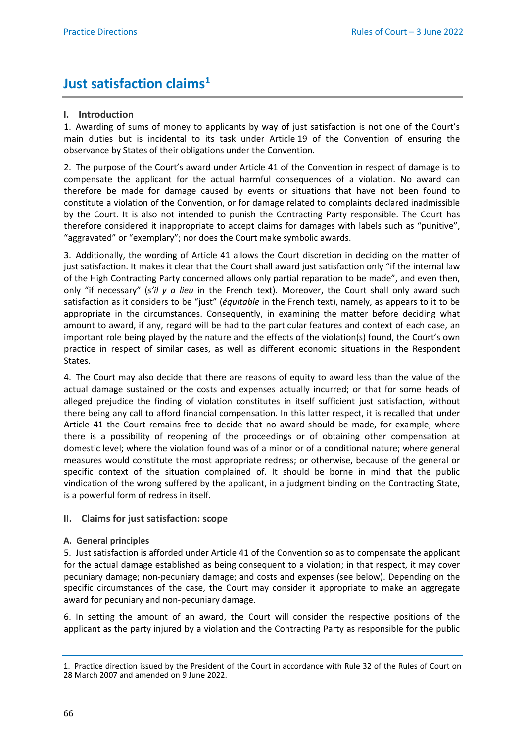# Just satisfaction claims[1]

## I. Introduction

1. Awarding of sums of money to applicants by way of just satisfaction is not one of the Court's main duties but is incidental to its task under Article 19 of the Convention of ensuring the observance by States of their obligations under the Convention.

2. The purpose of the Court's award under Article 41 of the Convention in respect of damage is to compensate the applicant for the actual harmful consequences of a violation. No award can therefore be made for damage caused by events or situations that have not been found to constitute a violation of the Convention, or for damage related to complaints declared inadmissible by the Court. It is also not intended to punish the Contracting Party responsible. The Court has therefore considered it inappropriate to accept claims for damages with labels such as "punitive", "aggravated" or "exemplary"; nor does the Court make symbolic awards.

3. Additionally, the wording of Article 41 allows the Court discretion in deciding on the matter of just satisfaction. It makes it clear that the Court shall award just satisfaction only "if the internal law of the High Contracting Party concerned allows only partial reparation to be made", and even then, only "if necessary" (*s'il y a lieu* in the French text). Moreover, the Court shall only award such satisfaction as it considers to be "just" (*équitable* in the French text), namely, as appears to it to be appropriate in the circumstances. Consequently, in examining the matter before deciding what amount to award, if any, regard will be had to the particular features and context of each case, an important role being played by the nature and the effects of the violation(s) found, the Court's own practice in respect of similar cases, as well as different economic situations in the Respondent States.

4. The Court may also decide that there are reasons of equity to award less than the value of the actual damage sustained or the costs and expenses actually incurred; or that for some heads of alleged prejudice the finding of violation constitutes in itself sufficient just satisfaction, without there being any call to afford financial compensation. In this latter respect, it is recalled that under Article 41 the Court remains free to decide that no award should be made, for example, where there is a possibility of reopening of the proceedings or of obtaining other compensation at domestic level; where the violation found was of a minor or of a conditional nature; where general measures would constitute the most appropriate redress; or otherwise, because of the general or specific context of the situation complained of. It should be borne in mind that the public vindication of the wrong suffered by the applicant, in a judgment binding on the Contracting State, is a powerful form of redress in itself.

## II. Claims for just satisfaction: scope

### A. General principles

5. Just satisfaction is afforded under Article 41 of the Convention so as to compensate the applicant for the actual damage established as being consequent to a violation; in that respect, it may cover pecuniary damage; non-pecuniary damage; and costs and expenses (see below). Depending on the specific circumstances of the case, the Court may consider it appropriate to make an aggregate award for pecuniary and non-pecuniary damage.

6. In setting the amount of an award, the Court will consider the respective positions of the applicant as the party injured by a violation and the Contracting Party as responsible for the public

1. Practice direction issued by the President of the Court in accordance with Rule 32 of the Rules of Court on 28 March 2007 and amended on 9 June 2022.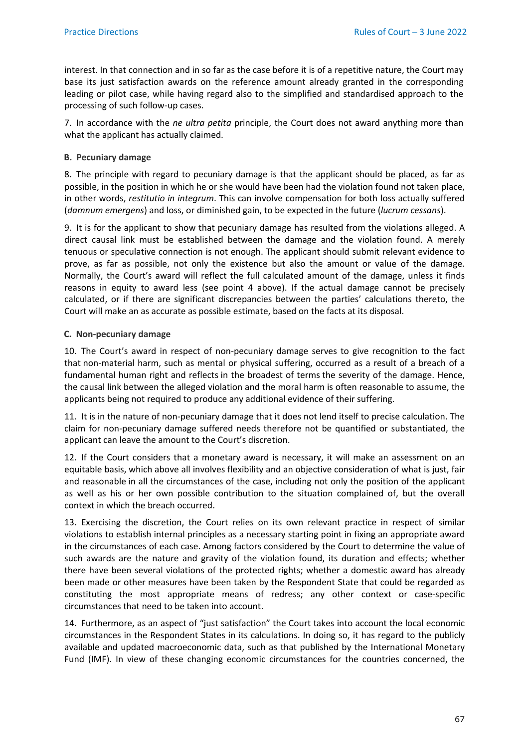interest. In that connection and in so far as the case before it is of a repetitive nature, the Court may base its just satisfaction awards on the reference amount already granted in the corresponding leading or pilot case, while having regard also to the simplified and standardised approach to the processing of such follow-up cases.

7. In accordance with the *ne ultra petita* principle, the Court does not award anything more than what the applicant has actually claimed.

**B. Pecuniary damage**

8. The principle with regard to pecuniary damage is that the applicant should be placed, as far as possible, in the position in which he or she would have been had the violation found not taken place, in other words, *restitutio in integrum*. This can involve compensation for both loss actually suffered (*damnum emergens*) and loss, or diminished gain, to be expected in the future (*lucrum cessans*).

9. It is for the applicant to show that pecuniary damage has resulted from the violations alleged. A direct causal link must be established between the damage and the violation found. A merely tenuous or speculative connection is not enough. The applicant should submit relevant evidence to prove, as far as possible, not only the existence but also the amount or value of the damage. Normally, the Court's award will reflect the full calculated amount of the damage, unless it finds reasons in equity to award less (see point 4 above). If the actual damage cannot be precisely calculated, or if there are significant discrepancies between the parties' calculations thereto, the Court will make an as accurate as possible estimate, based on the facts at its disposal.

**C. Non-pecuniary damage**

10. The Court's award in respect of non-pecuniary damage serves to give recognition to the fact that non-material harm, such as mental or physical suffering, occurred as a result of a breach of a fundamental human right and reflects in the broadest of terms the severity of the damage. Hence, the causal link between the alleged violation and the moral harm is often reasonable to assume, the applicants being not required to produce any additional evidence of their suffering.

11. It is in the nature of non-pecuniary damage that it does not lend itself to precise calculation. The claim for non-pecuniary damage suffered needs therefore not be quantified or substantiated, the applicant can leave the amount to the Court's discretion.

12. If the Court considers that a monetary award is necessary, it will make an assessment on an equitable basis, which above all involves flexibility and an objective consideration of what is just, fair and reasonable in all the circumstances of the case, including not only the position of the applicant as well as his or her own possible contribution to the situation complained of, but the overall context in which the breach occurred.

13. Exercising the discretion, the Court relies on its own relevant practice in respect of similar violations to establish internal principles as a necessary starting point in fixing an appropriate award in the circumstances of each case. Among factors considered by the Court to determine the value of such awards are the nature and gravity of the violation found, its duration and effects; whether there have been several violations of the protected rights; whether a domestic award has already been made or other measures have been taken by the Respondent State that could be regarded as constituting the most appropriate means of redress; any other context or case-specific circumstances that need to be taken into account.

14. Furthermore, as an aspect of "just satisfaction" the Court takes into account the local economic circumstances in the Respondent States in its calculations. In doing so, it has regard to the publicly available and updated macroeconomic data, such as that published by the International Monetary Fund (IMF). In view of these changing economic circumstances for the countries concerned, the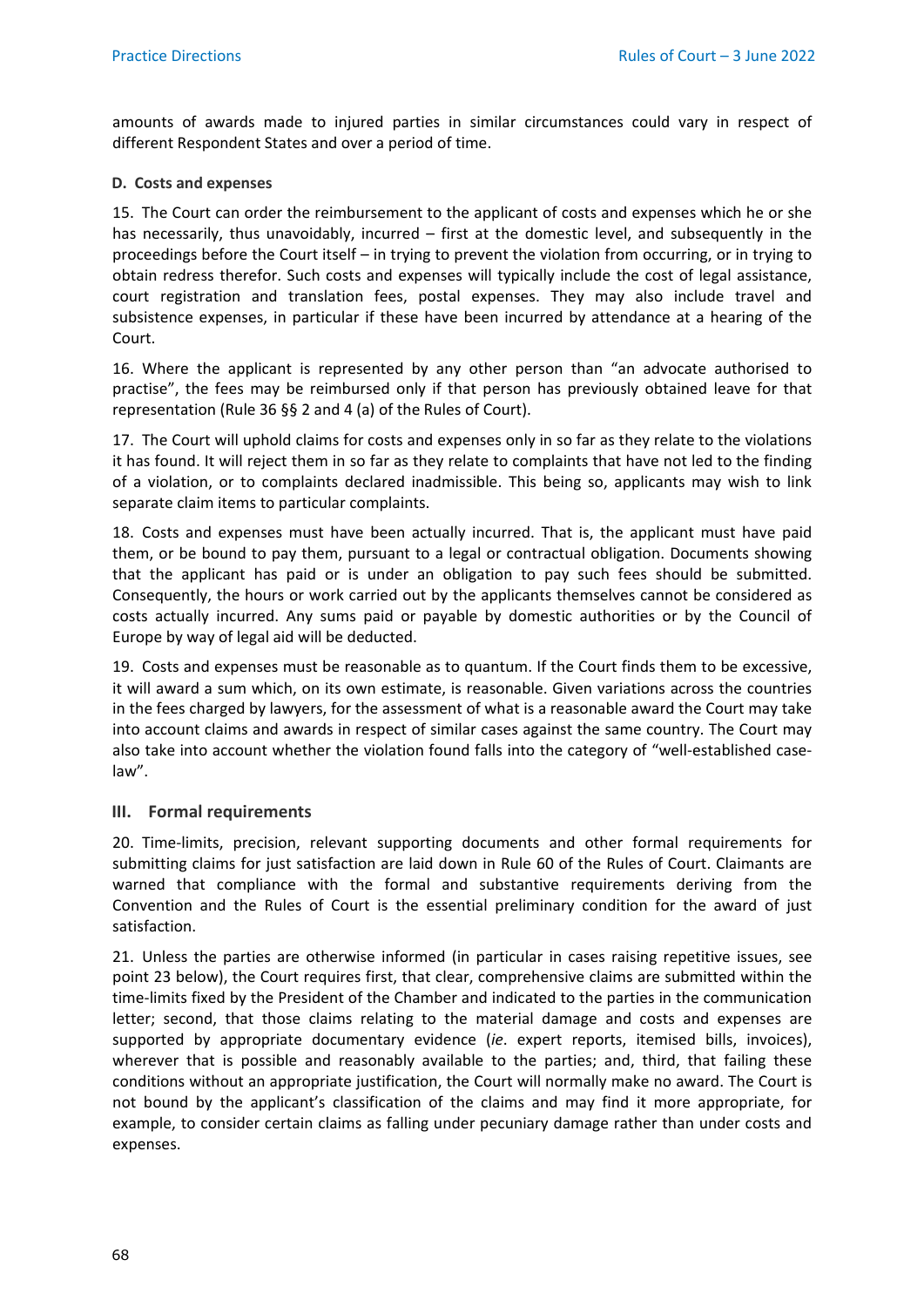amounts of awards made to injured parties in similar circumstances could vary in respect of different Respondent States and over a period of time.

#### D. Costs and expenses

15. The Court can order the reimbursement to the applicant of costs and expenses which he or she has necessarily, thus unavoidably, incurred – first at the domestic level, and subsequently in the proceedings before the Court itself – in trying to prevent the violation from occurring, or in trying to obtain redress therefor. Such costs and expenses will typically include the cost of legal assistance, court registration and translation fees, postal expenses. They may also include travel and subsistence expenses, in particular if these have been incurred by attendance at a hearing of the Court.

16. Where the applicant is represented by any other person than "an advocate authorised to practise", the fees may be reimbursed only if that person has previously obtained leave for that representation (Rule 36 §§ 2 and 4 (a) of the Rules of Court).

17. The Court will uphold claims for costs and expenses only in so far as they relate to the violations it has found. It will reject them in so far as they relate to complaints that have not led to the finding of a violation, or to complaints declared inadmissible. This being so, applicants may wish to link separate claim items to particular complaints.

18. Costs and expenses must have been actually incurred. That is, the applicant must have paid them, or be bound to pay them, pursuant to a legal or contractual obligation. Documents showing that the applicant has paid or is under an obligation to pay such fees should be submitted. Consequently, the hours or work carried out by the applicants themselves cannot be considered as costs actually incurred. Any sums paid or payable by domestic authorities or by the Council of Europe by way of legal aid will be deducted.

19. Costs and expenses must be reasonable as to quantum. If the Court finds them to be excessive, it will award a sum which, on its own estimate, is reasonable. Given variations across the countries in the fees charged by lawyers, for the assessment of what is a reasonable award the Court may take into account claims and awards in respect of similar cases against the same country. The Court may also take into account whether the violation found falls into the category of "well-established case-law".

### III. Formal requirements

20. Time-limits, precision, relevant supporting documents and other formal requirements for submitting claims for just satisfaction are laid down in Rule 60 of the Rules of Court. Claimants are warned that compliance with the formal and substantive requirements deriving from the Convention and the Rules of Court is the essential preliminary condition for the award of just satisfaction.

21. Unless the parties are otherwise informed (in particular in cases raising repetitive issues, see point 23 below), the Court requires first, that clear, comprehensive claims are submitted within the time-limits fixed by the President of the Chamber and indicated to the parties in the communication letter; second, that those claims relating to the material damage and costs and expenses are supported by appropriate documentary evidence (*ie*. expert reports, itemised bills, invoices), wherever that is possible and reasonably available to the parties; and, third, that failing these conditions without an appropriate justification, the Court will normally make no award. The Court is not bound by the applicant's classification of the claims and may find it more appropriate, for example, to consider certain claims as falling under pecuniary damage rather than under costs and expenses.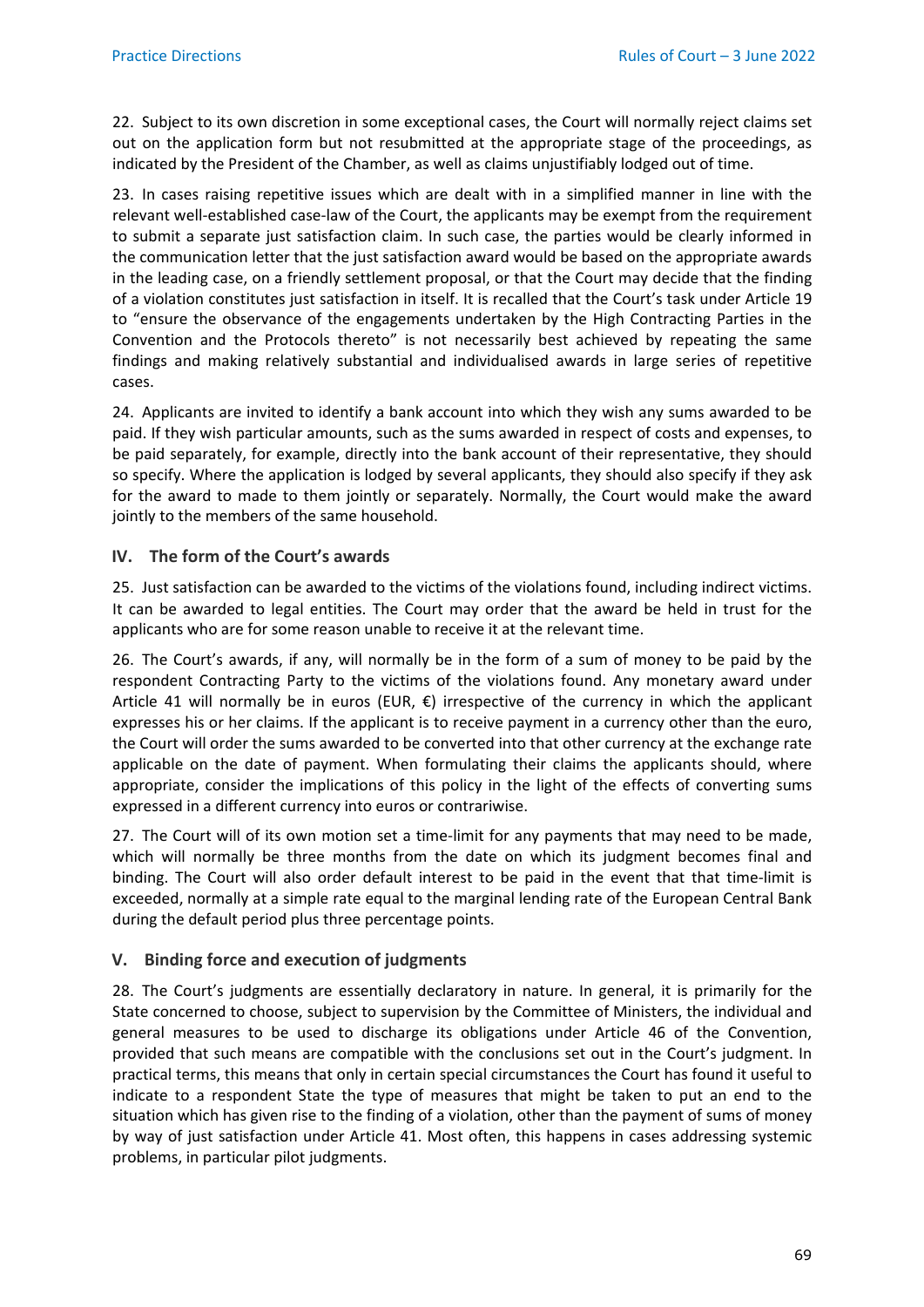22. Subject to its own discretion in some exceptional cases, the Court will normally reject claims set out on the application form but not resubmitted at the appropriate stage of the proceedings, as indicated by the President of the Chamber, as well as claims unjustifiably lodged out of time.

23. In cases raising repetitive issues which are dealt with in a simplified manner in line with the relevant well-established case-law of the Court, the applicants may be exempt from the requirement to submit a separate just satisfaction claim. In such case, the parties would be clearly informed in the communication letter that the just satisfaction award would be based on the appropriate awards in the leading case, on a friendly settlement proposal, or that the Court may decide that the finding of a violation constitutes just satisfaction in itself. It is recalled that the Court's task under Article 19 to "ensure the observance of the engagements undertaken by the High Contracting Parties in the Convention and the Protocols thereto" is not necessarily best achieved by repeating the same findings and making relatively substantial and individualised awards in large series of repetitive cases.

24. Applicants are invited to identify a bank account into which they wish any sums awarded to be paid. If they wish particular amounts, such as the sums awarded in respect of costs and expenses, to be paid separately, for example, directly into the bank account of their representative, they should so specify. Where the application is lodged by several applicants, they should also specify if they ask for the award to made to them jointly or separately. Normally, the Court would make the award jointly to the members of the same household.

## IV. The form of the Court's awards

25. Just satisfaction can be awarded to the victims of the violations found, including indirect victims. It can be awarded to legal entities. The Court may order that the award be held in trust for the applicants who are for some reason unable to receive it at the relevant time.

26. The Court's awards, if any, will normally be in the form of a sum of money to be paid by the respondent Contracting Party to the victims of the violations found. Any monetary award under Article 41 will normally be in euros (EUR, €) irrespective of the currency in which the applicant expresses his or her claims. If the applicant is to receive payment in a currency other than the euro, the Court will order the sums awarded to be converted into that other currency at the exchange rate applicable on the date of payment. When formulating their claims the applicants should, where appropriate, consider the implications of this policy in the light of the effects of converting sums expressed in a different currency into euros or contrariwise.

27. The Court will of its own motion set a time-limit for any payments that may need to be made, which will normally be three months from the date on which its judgment becomes final and binding. The Court will also order default interest to be paid in the event that that time-limit is exceeded, normally at a simple rate equal to the marginal lending rate of the European Central Bank during the default period plus three percentage points.

## V. Binding force and execution of judgments

28. The Court's judgments are essentially declaratory in nature. In general, it is primarily for the State concerned to choose, subject to supervision by the Committee of Ministers, the individual and general measures to be used to discharge its obligations under Article 46 of the Convention, provided that such means are compatible with the conclusions set out in the Court's judgment. In practical terms, this means that only in certain special circumstances the Court has found it useful to indicate to a respondent State the type of measures that might be taken to put an end to the situation which has given rise to the finding of a violation, other than the payment of sums of money by way of just satisfaction under Article 41. Most often, this happens in cases addressing systemic problems, in particular pilot judgments.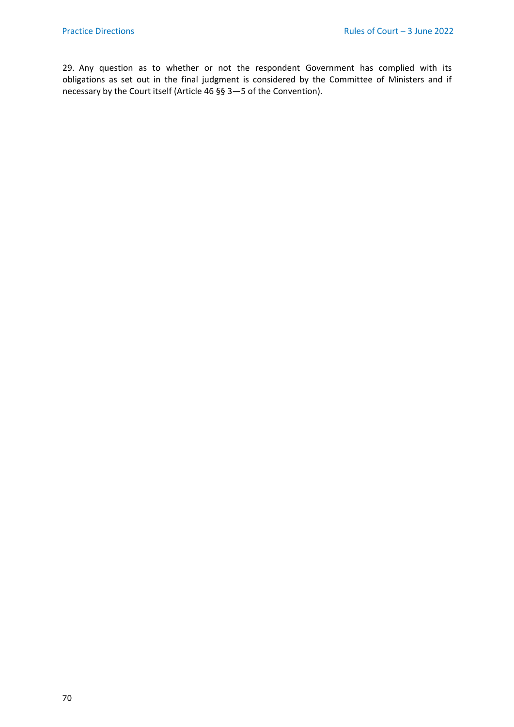29. Any question as to whether or not the respondent Government has complied with its obligations as set out in the final judgment is considered by the Committee of Ministers and if necessary by the Court itself (Article 46 §§ 3—5 of the Convention).